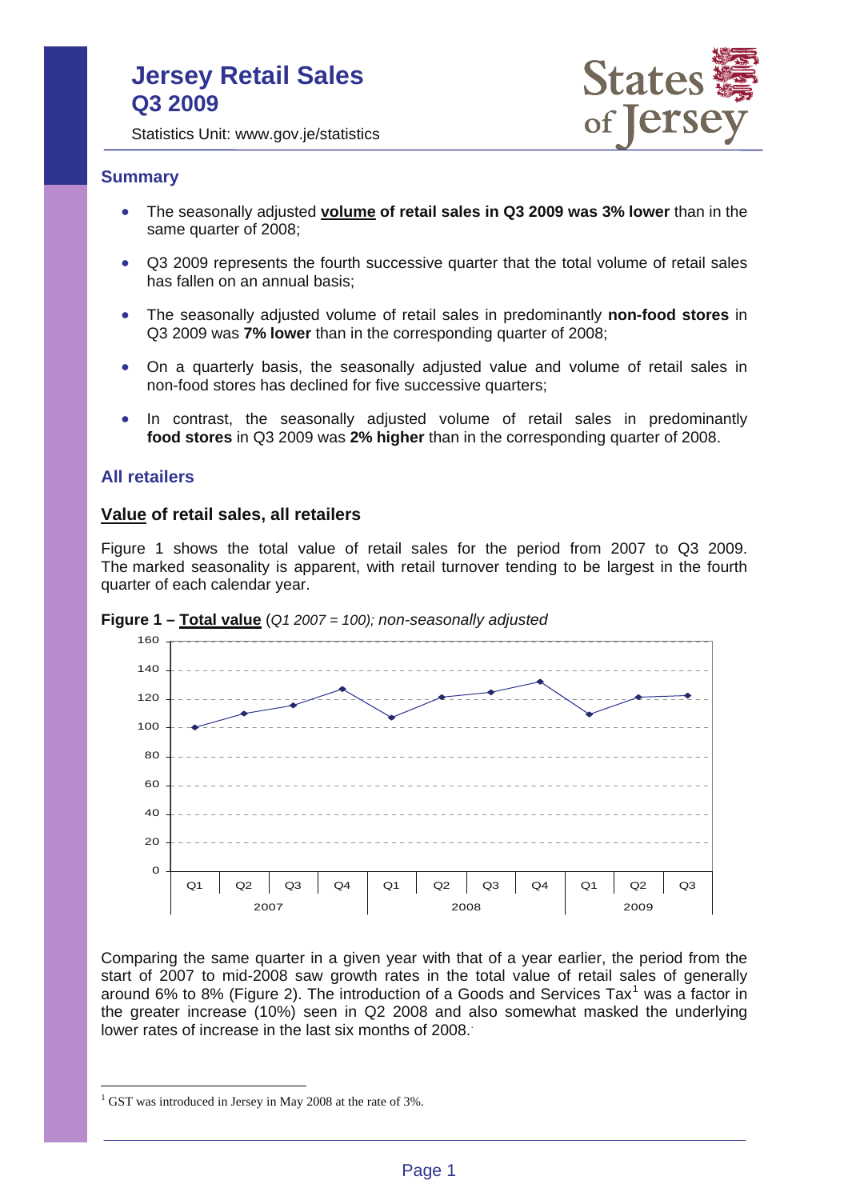# Jersey Retail Sales
# Q3 2009

Statistics Unit: www.gov.je/statistics

## Summary

- The seasonally adjusted **volume of retail sales in Q3 2009 was 3% lower** than in the same quarter of 2008;
- Q3 2009 represents the fourth successive quarter that the total volume of retail sales has fallen on an annual basis;
- The seasonally adjusted volume of retail sales in predominantly **non-food stores** in Q3 2009 was **7% lower** than in the corresponding quarter of 2008;
- On a quarterly basis, the seasonally adjusted value and volume of retail sales in non-food stores has declined for five successive quarters;
- In contrast, the seasonally adjusted volume of retail sales in predominantly **food stores** in Q3 2009 was **2% higher** than in the corresponding quarter of 2008.

## All retailers

### Value of retail sales, all retailers

Figure 1 shows the total value of retail sales for the period from 2007 to Q3 2009. The marked seasonality is apparent, with retail turnover tending to be largest in the fourth quarter of each calendar year.

**Figure 1 – Total value** (*Q1 2007 = 100); non-seasonally adjusted*

Comparing the same quarter in a given year with that of a year earlier, the period from the start of 2007 to mid-2008 saw growth rates in the total value of retail sales of generally around 6% to 8% (Figure 2). The introduction of a Goods and Services Tax[1] was a factor in the greater increase (10%) seen in Q2 2008 and also somewhat masked the underlying lower rates of increase in the last six months of 2008.

[1] GST was introduced in Jersey in May 2008 at the rate of 3%.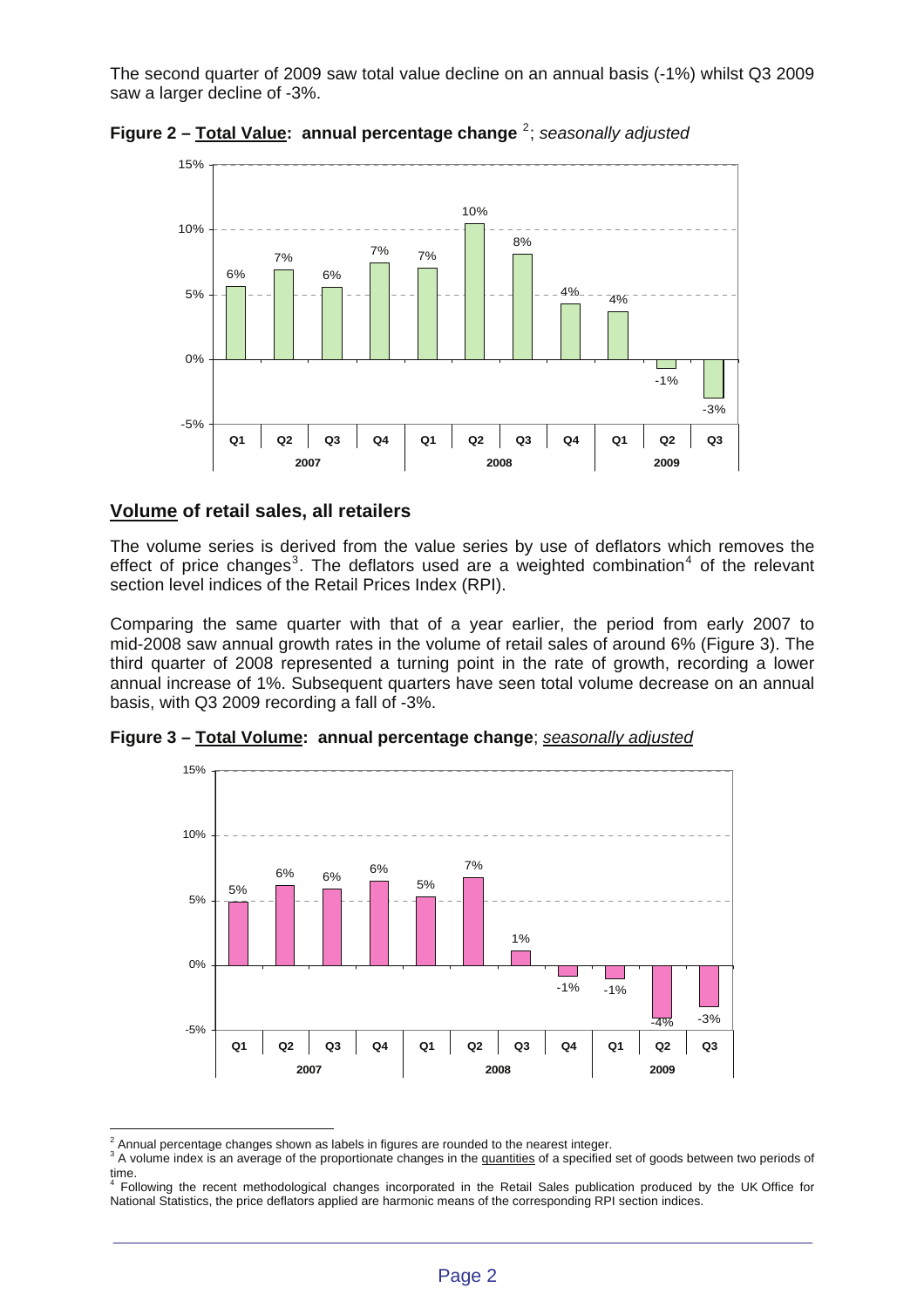The second quarter of 2009 saw total value decline on an annual basis (-1%) whilst Q3 2009 saw a larger decline of -3%.

**Figure 2 – Total Value: annual percentage change** [2]; *seasonally adjusted*

| Year | Quarter | Annual % change |
|---|---|---|
| 2007 | Q1 | 6% |
| | Q2 | 7% |
| | Q3 | 6% |
| | Q4 | 7% |
| 2008 | Q1 | 7% |
| | Q2 | 10% |
| | Q3 | 8% |
| | Q4 | 4% |
| 2009 | Q1 | 4% |
| | Q2 | -1% |
| | Q3 | -3% |

## Volume of retail sales, all retailers

The volume series is derived from the value series by use of deflators which removes the effect of price changes[3]. The deflators used are a weighted combination[4] of the relevant section level indices of the Retail Prices Index (RPI).

Comparing the same quarter with that of a year earlier, the period from early 2007 to mid-2008 saw annual growth rates in the volume of retail sales of around 6% (Figure 3). The third quarter of 2008 represented a turning point in the rate of growth, recording a lower annual increase of 1%. Subsequent quarters have seen total volume decrease on an annual basis, with Q3 2009 recording a fall of -3%.

**Figure 3 – Total Volume: annual percentage change**; *seasonally adjusted*

| Year | Quarter | Annual % change |
|---|---|---|
| 2007 | Q1 | 5% |
| | Q2 | 6% |
| | Q3 | 6% |
| | Q4 | 6% |
| 2008 | Q1 | 5% |
| | Q2 | 7% |
| | Q3 | 1% |
| | Q4 | -1% |
| 2009 | Q1 | -1% |
| | Q2 | -4% |
| | Q3 | -3% |

---

[2] Annual percentage changes shown as labels in figures are rounded to the nearest integer.

[3] A volume index is an average of the proportionate changes in the quantities of a specified set of goods between two periods of time.

[4] Following the recent methodological changes incorporated in the Retail Sales publication produced by the UK Office for National Statistics, the price deflators applied are harmonic means of the corresponding RPI section indices.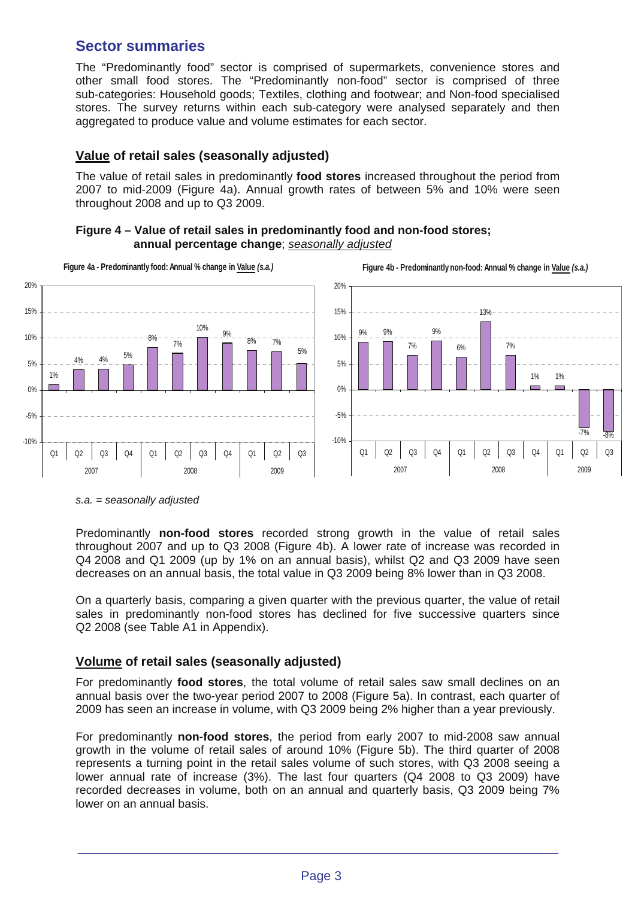## Sector summaries

The "Predominantly food" sector is comprised of supermarkets, convenience stores and other small food stores. The "Predominantly non-food" sector is comprised of three sub-categories: Household goods; Textiles, clothing and footwear; and Non-food specialised stores. The survey returns within each sub-category were analysed separately and then aggregated to produce value and volume estimates for each sector.

### Value of retail sales (seasonally adjusted)

The value of retail sales in predominantly **food stores** increased throughout the period from 2007 to mid-2009 (Figure 4a). Annual growth rates of between 5% and 10% were seen throughout 2008 and up to Q3 2009.

**Figure 4 – Value of retail sales in predominantly food and non-food stores; annual percentage change**; *seasonally adjusted*

**Figure 4a - Predominantly food: Annual % change in Value *(s.a.)***

| Year | Quarter | Annual % change |
|---|---|---|
| 2007 | Q1 | 1% |
| 2007 | Q2 | 4% |
| 2007 | Q3 | 4% |
| 2007 | Q4 | 5% |
| 2008 | Q1 | 8% |
| 2008 | Q2 | 7% |
| 2008 | Q3 | 10% |
| 2008 | Q4 | 9% |
| 2009 | Q1 | 8% |
| 2009 | Q2 | 7% |
| 2009 | Q3 | 5% |

**Figure 4b - Predominantly non-food: Annual % change in Value *(s.a.)***

| Year | Quarter | Annual % change |
|---|---|---|
| 2007 | Q1 | 9% |
| 2007 | Q2 | 9% |
| 2007 | Q3 | 7% |
| 2007 | Q4 | 9% |
| 2008 | Q1 | 6% |
| 2008 | Q2 | 13% |
| 2008 | Q3 | 7% |
| 2008 | Q4 | 1% |
| 2009 | Q1 | 1% |
| 2009 | Q2 | -7% |
| 2009 | Q3 | -8% |

*s.a. = seasonally adjusted*

Predominantly **non-food stores** recorded strong growth in the value of retail sales throughout 2007 and up to Q3 2008 (Figure 4b). A lower rate of increase was recorded in Q4 2008 and Q1 2009 (up by 1% on an annual basis), whilst Q2 and Q3 2009 have seen decreases on an annual basis, the total value in Q3 2009 being 8% lower than in Q3 2008.

On a quarterly basis, comparing a given quarter with the previous quarter, the value of retail sales in predominantly non-food stores has declined for five successive quarters since Q2 2008 (see Table A1 in Appendix).

### Volume of retail sales (seasonally adjusted)

For predominantly **food stores**, the total volume of retail sales saw small declines on an annual basis over the two-year period 2007 to 2008 (Figure 5a). In contrast, each quarter of 2009 has seen an increase in volume, with Q3 2009 being 2% higher than a year previously.

For predominantly **non-food stores**, the period from early 2007 to mid-2008 saw annual growth in the volume of retail sales of around 10% (Figure 5b). The third quarter of 2008 represents a turning point in the retail sales volume of such stores, with Q3 2008 seeing a lower annual rate of increase (3%). The last four quarters (Q4 2008 to Q3 2009) have recorded decreases in volume, both on an annual and quarterly basis, Q3 2009 being 7% lower on an annual basis.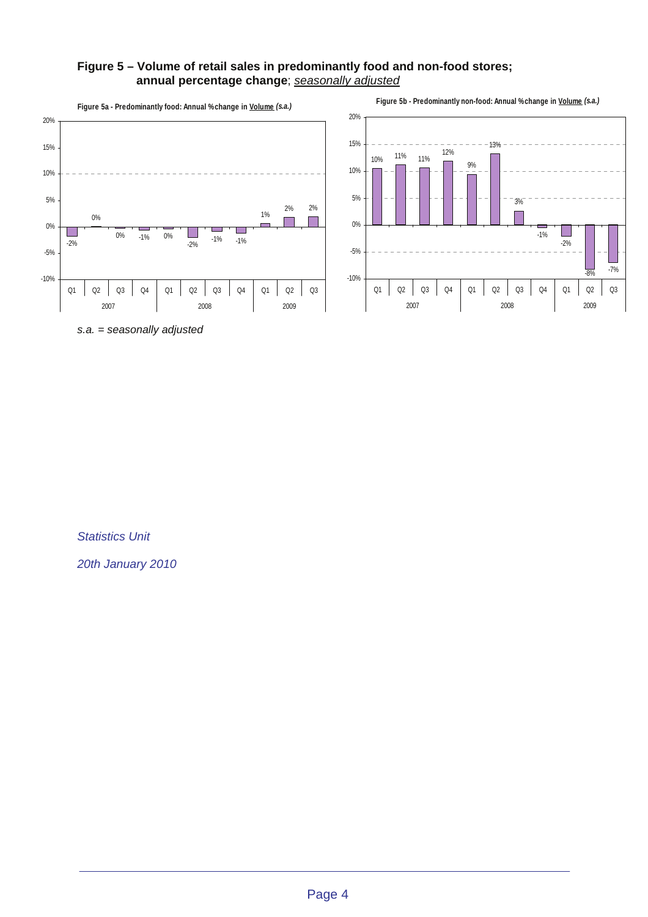**Figure 5 – Volume of retail sales in predominantly food and non-food stores; annual percentage change**; *seasonally adjusted*

**Figure 5a - Predominantly food: Annual % change in Volume *(s.a.)***

| Year | Quarter | Annual % change |
|---|---|---|
| 2007 | Q1 | -2% |
| 2007 | Q2 | 0% |
| 2007 | Q3 | 0% |
| 2007 | Q4 | -1% |
| 2008 | Q1 | 0% |
| 2008 | Q2 | -2% |
| 2008 | Q3 | -1% |
| 2008 | Q4 | -1% |
| 2009 | Q1 | 1% |
| 2009 | Q2 | 2% |
| 2009 | Q3 | 2% |

**Figure 5b - Predominantly non-food: Annual % change in Volume *(s.a.)***

| Year | Quarter | Annual % change |
|---|---|---|
| 2007 | Q1 | 10% |
| 2007 | Q2 | 11% |
| 2007 | Q3 | 11% |
| 2007 | Q4 | 12% |
| 2008 | Q1 | 9% |
| 2008 | Q2 | 13% |
| 2008 | Q3 | 3% |
| 2008 | Q4 | -1% |
| 2009 | Q1 | -2% |
| 2009 | Q2 | -8% |
| 2009 | Q3 | -7% |

*s.a. = seasonally adjusted*

*Statistics Unit*

*20th January 2010*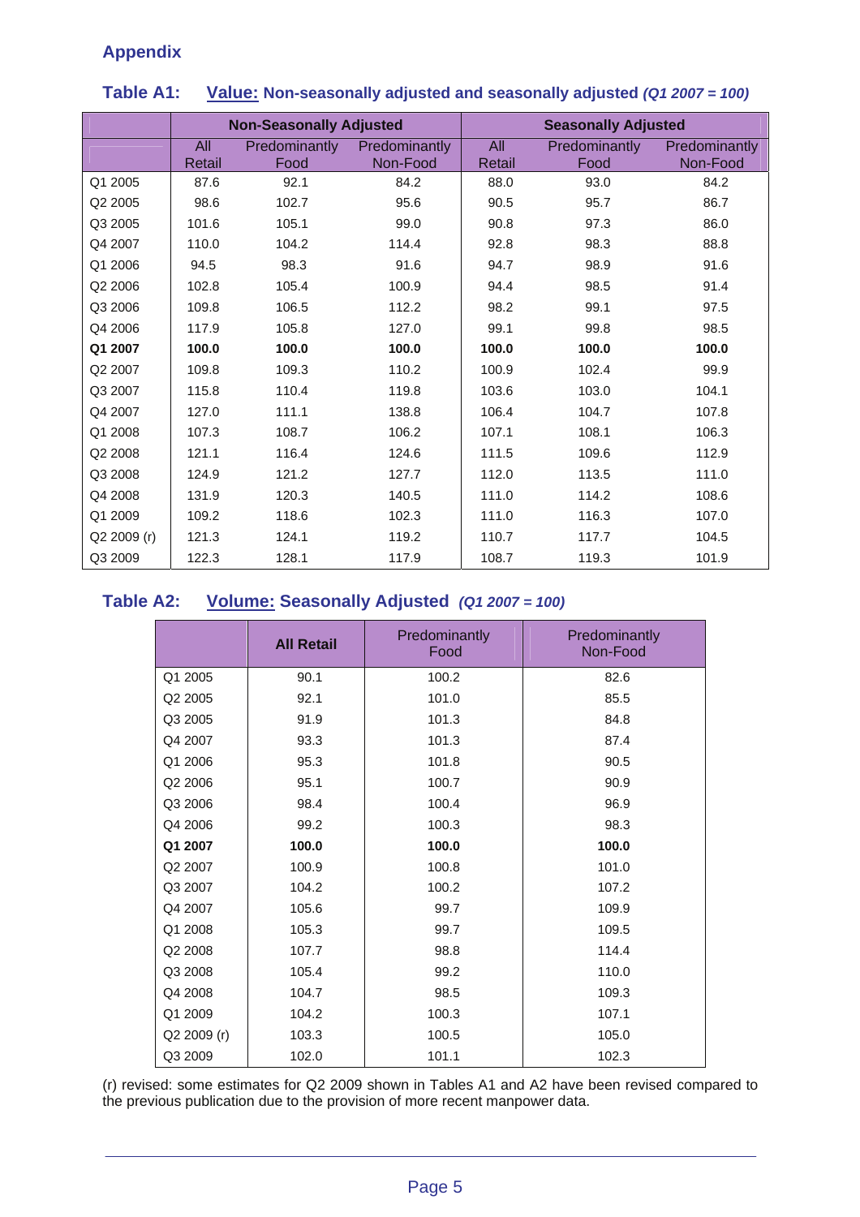## Appendix

### Table A1: Value: Non-seasonally adjusted and seasonally adjusted *(Q1 2007 = 100)*

| | Non-Seasonally Adjusted | | | Seasonally Adjusted | | |
|---|---|---|---|---|---|---|
| | All Retail | Predominantly Food | Predominantly Non-Food | All Retail | Predominantly Food | Predominantly Non-Food |
| Q1 2005 | 87.6 | 92.1 | 84.2 | 88.0 | 93.0 | 84.2 |
| Q2 2005 | 98.6 | 102.7 | 95.6 | 90.5 | 95.7 | 86.7 |
| Q3 2005 | 101.6 | 105.1 | 99.0 | 90.8 | 97.3 | 86.0 |
| Q4 2007 | 110.0 | 104.2 | 114.4 | 92.8 | 98.3 | 88.8 |
| Q1 2006 | 94.5 | 98.3 | 91.6 | 94.7 | 98.9 | 91.6 |
| Q2 2006 | 102.8 | 105.4 | 100.9 | 94.4 | 98.5 | 91.4 |
| Q3 2006 | 109.8 | 106.5 | 112.2 | 98.2 | 99.1 | 97.5 |
| Q4 2006 | 117.9 | 105.8 | 127.0 | 99.1 | 99.8 | 98.5 |
| **Q1 2007** | **100.0** | **100.0** | **100.0** | **100.0** | **100.0** | **100.0** |
| Q2 2007 | 109.8 | 109.3 | 110.2 | 100.9 | 102.4 | 99.9 |
| Q3 2007 | 115.8 | 110.4 | 119.8 | 103.6 | 103.0 | 104.1 |
| Q4 2007 | 127.0 | 111.1 | 138.8 | 106.4 | 104.7 | 107.8 |
| Q1 2008 | 107.3 | 108.7 | 106.2 | 107.1 | 108.1 | 106.3 |
| Q2 2008 | 121.1 | 116.4 | 124.6 | 111.5 | 109.6 | 112.9 |
| Q3 2008 | 124.9 | 121.2 | 127.7 | 112.0 | 113.5 | 111.0 |
| Q4 2008 | 131.9 | 120.3 | 140.5 | 111.0 | 114.2 | 108.6 |
| Q1 2009 | 109.2 | 118.6 | 102.3 | 111.0 | 116.3 | 107.0 |
| Q2 2009 (r) | 121.3 | 124.1 | 119.2 | 110.7 | 117.7 | 104.5 |
| Q3 2009 | 122.3 | 128.1 | 117.9 | 108.7 | 119.3 | 101.9 |

### Table A2: Volume: Seasonally Adjusted *(Q1 2007 = 100)*

| | All Retail | Predominantly Food | Predominantly Non-Food |
|---|---|---|---|
| Q1 2005 | 90.1 | 100.2 | 82.6 |
| Q2 2005 | 92.1 | 101.0 | 85.5 |
| Q3 2005 | 91.9 | 101.3 | 84.8 |
| Q4 2007 | 93.3 | 101.3 | 87.4 |
| Q1 2006 | 95.3 | 101.8 | 90.5 |
| Q2 2006 | 95.1 | 100.7 | 90.9 |
| Q3 2006 | 98.4 | 100.4 | 96.9 |
| Q4 2006 | 99.2 | 100.3 | 98.3 |
| **Q1 2007** | **100.0** | **100.0** | **100.0** |
| Q2 2007 | 100.9 | 100.8 | 101.0 |
| Q3 2007 | 104.2 | 100.2 | 107.2 |
| Q4 2007 | 105.6 | 99.7 | 109.9 |
| Q1 2008 | 105.3 | 99.7 | 109.5 |
| Q2 2008 | 107.7 | 98.8 | 114.4 |
| Q3 2008 | 105.4 | 99.2 | 110.0 |
| Q4 2008 | 104.7 | 98.5 | 109.3 |
| Q1 2009 | 104.2 | 100.3 | 107.1 |
| Q2 2009 (r) | 103.3 | 100.5 | 105.0 |
| Q3 2009 | 102.0 | 101.1 | 102.3 |

(r) revised: some estimates for Q2 2009 shown in Tables A1 and A2 have been revised compared to the previous publication due to the provision of more recent manpower data.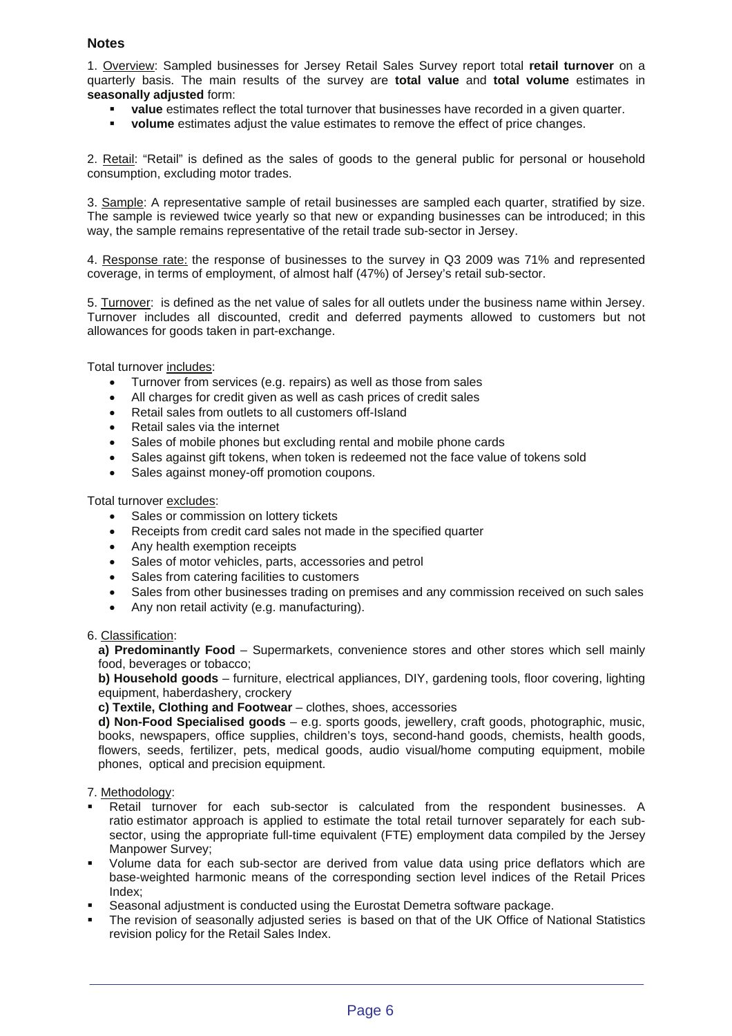## Notes

1. Overview: Sampled businesses for Jersey Retail Sales Survey report total **retail turnover** on a quarterly basis. The main results of the survey are **total value** and **total volume** estimates in **seasonally adjusted** form:
   - **value** estimates reflect the total turnover that businesses have recorded in a given quarter.
   - **volume** estimates adjust the value estimates to remove the effect of price changes.

2. Retail: "Retail" is defined as the sales of goods to the general public for personal or household consumption, excluding motor trades.

3. Sample: A representative sample of retail businesses are sampled each quarter, stratified by size. The sample is reviewed twice yearly so that new or expanding businesses can be introduced; in this way, the sample remains representative of the retail trade sub-sector in Jersey.

4. Response rate: the response of businesses to the survey in Q3 2009 was 71% and represented coverage, in terms of employment, of almost half (47%) of Jersey's retail sub-sector.

5. Turnover: is defined as the net value of sales for all outlets under the business name within Jersey. Turnover includes all discounted, credit and deferred payments allowed to customers but not allowances for goods taken in part-exchange.

Total turnover includes:

- Turnover from services (e.g. repairs) as well as those from sales
- All charges for credit given as well as cash prices of credit sales
- Retail sales from outlets to all customers off-Island
- Retail sales via the internet
- Sales of mobile phones but excluding rental and mobile phone cards
- Sales against gift tokens, when token is redeemed not the face value of tokens sold
- Sales against money-off promotion coupons.

Total turnover excludes:

- Sales or commission on lottery tickets
- Receipts from credit card sales not made in the specified quarter
- Any health exemption receipts
- Sales of motor vehicles, parts, accessories and petrol
- Sales from catering facilities to customers
- Sales from other businesses trading on premises and any commission received on such sales
- Any non retail activity (e.g. manufacturing).

6. Classification:

   **a) Predominantly Food** – Supermarkets, convenience stores and other stores which sell mainly food, beverages or tobacco;

   **b) Household goods** – furniture, electrical appliances, DIY, gardening tools, floor covering, lighting equipment, haberdashery, crockery

   **c) Textile, Clothing and Footwear** – clothes, shoes, accessories

   **d) Non-Food Specialised goods** – e.g. sports goods, jewellery, craft goods, photographic, music, books, newspapers, office supplies, children's toys, second-hand goods, chemists, health goods, flowers, seeds, fertilizer, pets, medical goods, audio visual/home computing equipment, mobile phones, optical and precision equipment.

7. Methodology:

- Retail turnover for each sub-sector is calculated from the respondent businesses. A ratio estimator approach is applied to estimate the total retail turnover separately for each sub-sector, using the appropriate full-time equivalent (FTE) employment data compiled by the Jersey Manpower Survey;
- Volume data for each sub-sector are derived from value data using price deflators which are base-weighted harmonic means of the corresponding section level indices of the Retail Prices Index;
- Seasonal adjustment is conducted using the Eurostat Demetra software package.
- The revision of seasonally adjusted series is based on that of the UK Office of National Statistics revision policy for the Retail Sales Index.